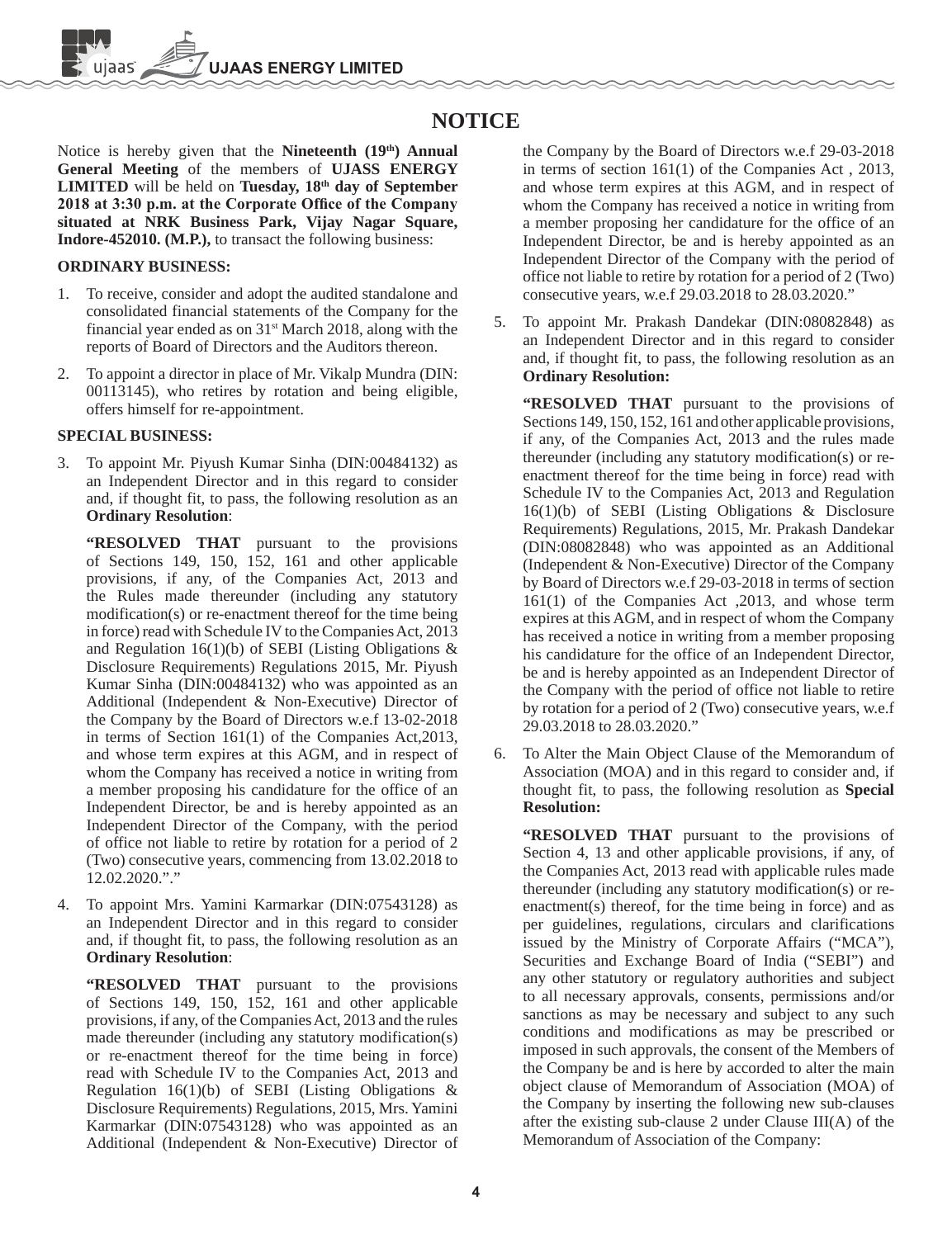# NOTICE

Notice is hereby given that the **Nineteenth (19th) Annual General Meeting** of the members of **UJASS ENERGY LIMITED** will be held on **Tuesday, 18th day of September 2018 at 3:30 p.m. at the Corporate Office of the Company situated at NRK Business Park, Vijay Nagar Square, Indore-452010. (M.P.),** to transact the following business:

**ORDINARY BUSINESS:**

1. To receive, consider and adopt the audited standalone and consolidated financial statements of the Company for the financial year ended as on 31st March 2018, along with the reports of Board of Directors and the Auditors thereon.

2. To appoint a director in place of Mr. Vikalp Mundra (DIN: 00113145), who retires by rotation and being eligible, offers himself for re-appointment.

**SPECIAL BUSINESS:**

3. To appoint Mr. Piyush Kumar Sinha (DIN:00484132) as an Independent Director and in this regard to consider and, if thought fit, to pass, the following resolution as an **Ordinary Resolution**:

   **"RESOLVED THAT** pursuant to the provisions of Sections 149, 150, 152, 161 and other applicable provisions, if any, of the Companies Act, 2013 and the Rules made thereunder (including any statutory modification(s) or re-enactment thereof for the time being in force) read with Schedule IV to the Companies Act, 2013 and Regulation 16(1)(b) of SEBI (Listing Obligations & Disclosure Requirements) Regulations 2015, Mr. Piyush Kumar Sinha (DIN:00484132) who was appointed as an Additional (Independent & Non-Executive) Director of the Company by the Board of Directors w.e.f 13-02-2018 in terms of Section 161(1) of the Companies Act,2013, and whose term expires at this AGM, and in respect of whom the Company has received a notice in writing from a member proposing his candidature for the office of an Independent Director, be and is hereby appointed as an Independent Director of the Company, with the period of office not liable to retire by rotation for a period of 2 (Two) consecutive years, commencing from 13.02.2018 to 12.02.2020."."

4. To appoint Mrs. Yamini Karmarkar (DIN:07543128) as an Independent Director and in this regard to consider and, if thought fit, to pass, the following resolution as an **Ordinary Resolution**:

   **"RESOLVED THAT** pursuant to the provisions of Sections 149, 150, 152, 161 and other applicable provisions, if any, of the Companies Act, 2013 and the rules made thereunder (including any statutory modification(s) or re-enactment thereof for the time being in force) read with Schedule IV to the Companies Act, 2013 and Regulation 16(1)(b) of SEBI (Listing Obligations & Disclosure Requirements) Regulations, 2015, Mrs. Yamini Karmarkar (DIN:07543128) who was appointed as an Additional (Independent & Non-Executive) Director of the Company by the Board of Directors w.e.f 29-03-2018 in terms of section 161(1) of the Companies Act , 2013, and whose term expires at this AGM, and in respect of whom the Company has received a notice in writing from a member proposing her candidature for the office of an Independent Director, be and is hereby appointed as an Independent Director of the Company with the period of office not liable to retire by rotation for a period of 2 (Two) consecutive years, w.e.f 29.03.2018 to 28.03.2020."

5. To appoint Mr. Prakash Dandekar (DIN:08082848) as an Independent Director and in this regard to consider and, if thought fit, to pass, the following resolution as an **Ordinary Resolution:**

   **"RESOLVED THAT** pursuant to the provisions of Sections 149, 150, 152, 161 and other applicable provisions, if any, of the Companies Act, 2013 and the rules made thereunder (including any statutory modification(s) or re-enactment thereof for the time being in force) read with Schedule IV to the Companies Act, 2013 and Regulation 16(1)(b) of SEBI (Listing Obligations & Disclosure Requirements) Regulations, 2015, Mr. Prakash Dandekar (DIN:08082848) who was appointed as an Additional (Independent & Non-Executive) Director of the Company by Board of Directors w.e.f 29-03-2018 in terms of section 161(1) of the Companies Act ,2013, and whose term expires at this AGM, and in respect of whom the Company has received a notice in writing from a member proposing his candidature for the office of an Independent Director, be and is hereby appointed as an Independent Director of the Company with the period of office not liable to retire by rotation for a period of 2 (Two) consecutive years, w.e.f 29.03.2018 to 28.03.2020."

6. To Alter the Main Object Clause of the Memorandum of Association (MOA) and in this regard to consider and, if thought fit, to pass, the following resolution as **Special Resolution:**

   **"RESOLVED THAT** pursuant to the provisions of Section 4, 13 and other applicable provisions, if any, of the Companies Act, 2013 read with applicable rules made thereunder (including any statutory modification(s) or re-enactment(s) thereof, for the time being in force) and as per guidelines, regulations, circulars and clarifications issued by the Ministry of Corporate Affairs ("MCA"), Securities and Exchange Board of India ("SEBI") and any other statutory or regulatory authorities and subject to all necessary approvals, consents, permissions and/or sanctions as may be necessary and subject to any such conditions and modifications as may be prescribed or imposed in such approvals, the consent of the Members of the Company be and is here by accorded to alter the main object clause of Memorandum of Association (MOA) of the Company by inserting the following new sub-clauses after the existing sub-clause 2 under Clause III(A) of the Memorandum of Association of the Company: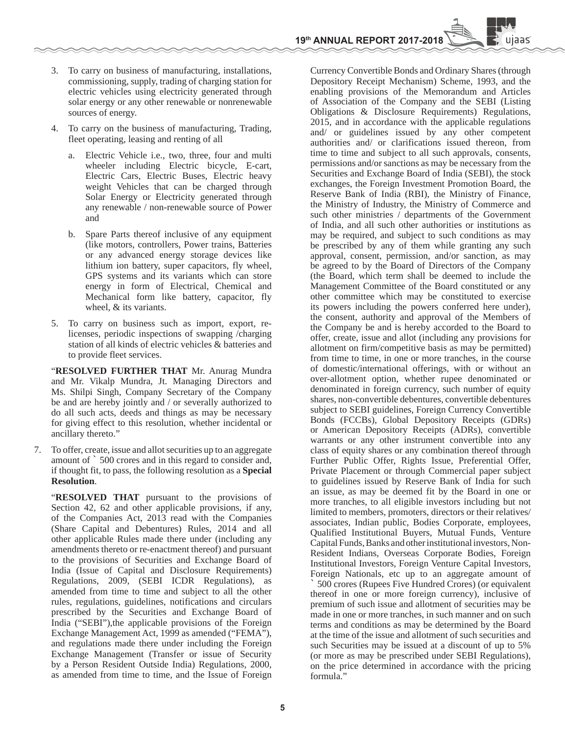3. To carry on business of manufacturing, installations, commissioning, supply, trading of charging station for electric vehicles using electricity generated through solar energy or any other renewable or nonrenewable sources of energy.

4. To carry on the business of manufacturing, Trading, fleet operating, leasing and renting of all

   a. Electric Vehicle i.e., two, three, four and multi wheeler including Electric bicycle, E-cart, Electric Cars, Electric Buses, Electric heavy weight Vehicles that can be charged through Solar Energy or Electricity generated through any renewable / non-renewable source of Power and

   b. Spare Parts thereof inclusive of any equipment (like motors, controllers, Power trains, Batteries or any advanced energy storage devices like lithium ion battery, super capacitors, fly wheel, GPS systems and its variants which can store energy in form of Electrical, Chemical and Mechanical form like battery, capacitor, fly wheel, & its variants.

5. To carry on business such as import, export, re-licenses, periodic inspections of swapping /charging station of all kinds of electric vehicles & batteries and to provide fleet services.

"**RESOLVED FURTHER THAT** Mr. Anurag Mundra and Mr. Vikalp Mundra, Jt. Managing Directors and Ms. Shilpi Singh, Company Secretary of the Company be and are hereby jointly and / or severally authorized to do all such acts, deeds and things as may be necessary for giving effect to this resolution, whether incidental or ancillary thereto."

7. To offer, create, issue and allot securities up to an aggregate amount of ` 500 crores and in this regard to consider and, if thought fit, to pass, the following resolution as a **Special Resolution**.

"**RESOLVED THAT** pursuant to the provisions of Section 42, 62 and other applicable provisions, if any, of the Companies Act, 2013 read with the Companies (Share Capital and Debentures) Rules, 2014 and all other applicable Rules made there under (including any amendments thereto or re-enactment thereof) and pursuant to the provisions of Securities and Exchange Board of India (Issue of Capital and Disclosure Requirements) Regulations, 2009, (SEBI ICDR Regulations), as amended from time to time and subject to all the other rules, regulations, guidelines, notifications and circulars prescribed by the Securities and Exchange Board of India ("SEBI"),the applicable provisions of the Foreign Exchange Management Act, 1999 as amended ("FEMA"), and regulations made there under including the Foreign Exchange Management (Transfer or issue of Security by a Person Resident Outside India) Regulations, 2000, as amended from time to time, and the Issue of Foreign Currency Convertible Bonds and Ordinary Shares (through Depository Receipt Mechanism) Scheme, 1993, and the enabling provisions of the Memorandum and Articles of Association of the Company and the SEBI (Listing Obligations & Disclosure Requirements) Regulations, 2015, and in accordance with the applicable regulations and/ or guidelines issued by any other competent authorities and/ or clarifications issued thereon, from time to time and subject to all such approvals, consents, permissions and/or sanctions as may be necessary from the Securities and Exchange Board of India (SEBI), the stock exchanges, the Foreign Investment Promotion Board, the Reserve Bank of India (RBI), the Ministry of Finance, the Ministry of Industry, the Ministry of Commerce and such other ministries / departments of the Government of India, and all such other authorities or institutions as may be required, and subject to such conditions as may be prescribed by any of them while granting any such approval, consent, permission, and/or sanction, as may be agreed to by the Board of Directors of the Company (the Board, which term shall be deemed to include the Management Committee of the Board constituted or any other committee which may be constituted to exercise its powers including the powers conferred here under), the consent, authority and approval of the Members of the Company be and is hereby accorded to the Board to offer, create, issue and allot (including any provisions for allotment on firm/competitive basis as may be permitted) from time to time, in one or more tranches, in the course of domestic/international offerings, with or without an over-allotment option, whether rupee denominated or denominated in foreign currency, such number of equity shares, non-convertible debentures, convertible debentures subject to SEBI guidelines, Foreign Currency Convertible Bonds (FCCBs), Global Depository Receipts (GDRs) or American Depository Receipts (ADRs), convertible warrants or any other instrument convertible into any class of equity shares or any combination thereof through Further Public Offer, Rights Issue, Preferential Offer, Private Placement or through Commercial paper subject to guidelines issued by Reserve Bank of India for such an issue, as may be deemed fit by the Board in one or more tranches, to all eligible investors including but not limited to members, promoters, directors or their relatives/ associates, Indian public, Bodies Corporate, employees, Qualified Institutional Buyers, Mutual Funds, Venture Capital Funds, Banks and other institutional investors, Non-Resident Indians, Overseas Corporate Bodies, Foreign Institutional Investors, Foreign Venture Capital Investors, Foreign Nationals, etc up to an aggregate amount of ` 500 crores (Rupees Five Hundred Crores) (or equivalent thereof in one or more foreign currency), inclusive of premium of such issue and allotment of securities may be made in one or more tranches, in such manner and on such terms and conditions as may be determined by the Board at the time of the issue and allotment of such securities and such Securities may be issued at a discount of up to 5% (or more as may be prescribed under SEBI Regulations), on the price determined in accordance with the pricing formula."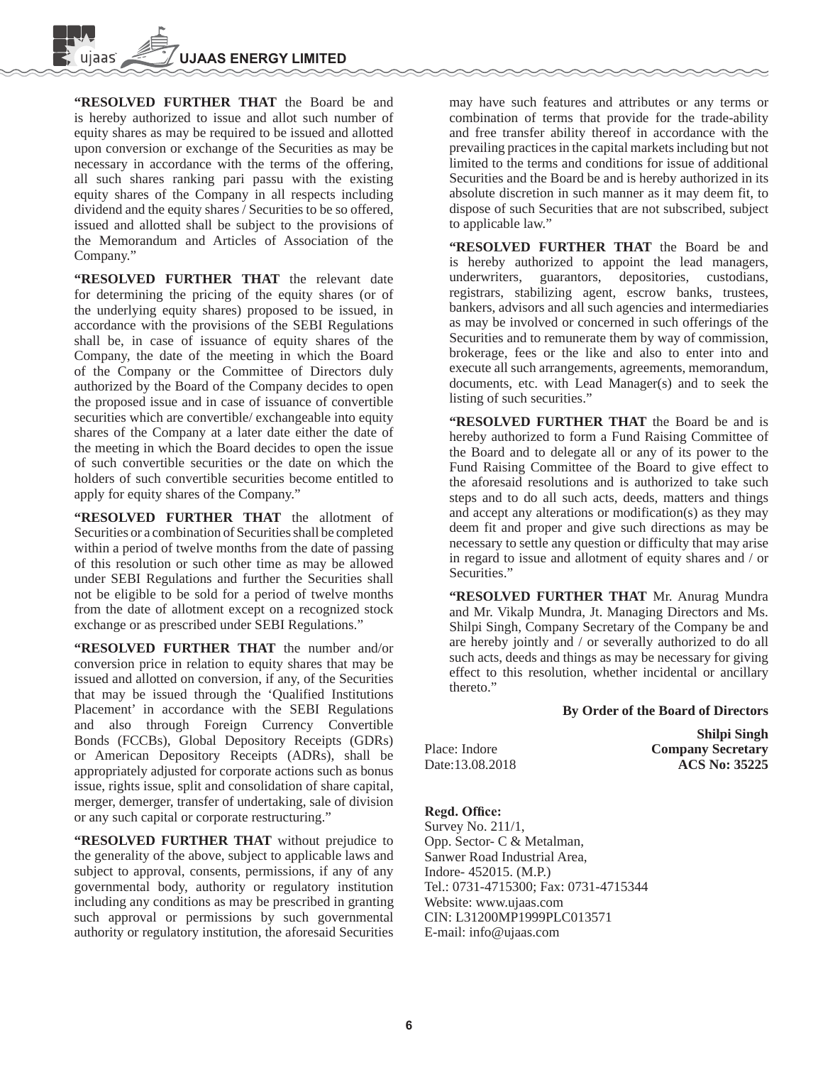**"RESOLVED FURTHER THAT** the Board be and is hereby authorized to issue and allot such number of equity shares as may be required to be issued and allotted upon conversion or exchange of the Securities as may be necessary in accordance with the terms of the offering, all such shares ranking pari passu with the existing equity shares of the Company in all respects including dividend and the equity shares / Securities to be so offered, issued and allotted shall be subject to the provisions of the Memorandum and Articles of Association of the Company."

**"RESOLVED FURTHER THAT** the relevant date for determining the pricing of the equity shares (or of the underlying equity shares) proposed to be issued, in accordance with the provisions of the SEBI Regulations shall be, in case of issuance of equity shares of the Company, the date of the meeting in which the Board of the Company or the Committee of Directors duly authorized by the Board of the Company decides to open the proposed issue and in case of issuance of convertible securities which are convertible/ exchangeable into equity shares of the Company at a later date either the date of the meeting in which the Board decides to open the issue of such convertible securities or the date on which the holders of such convertible securities become entitled to apply for equity shares of the Company."

**"RESOLVED FURTHER THAT** the allotment of Securities or a combination of Securities shall be completed within a period of twelve months from the date of passing of this resolution or such other time as may be allowed under SEBI Regulations and further the Securities shall not be eligible to be sold for a period of twelve months from the date of allotment except on a recognized stock exchange or as prescribed under SEBI Regulations."

**"RESOLVED FURTHER THAT** the number and/or conversion price in relation to equity shares that may be issued and allotted on conversion, if any, of the Securities that may be issued through the 'Qualified Institutions Placement' in accordance with the SEBI Regulations and also through Foreign Currency Convertible Bonds (FCCBs), Global Depository Receipts (GDRs) or American Depository Receipts (ADRs), shall be appropriately adjusted for corporate actions such as bonus issue, rights issue, split and consolidation of share capital, merger, demerger, transfer of undertaking, sale of division or any such capital or corporate restructuring."

**"RESOLVED FURTHER THAT** without prejudice to the generality of the above, subject to applicable laws and subject to approval, consents, permissions, if any of any governmental body, authority or regulatory institution including any conditions as may be prescribed in granting such approval or permissions by such governmental authority or regulatory institution, the aforesaid Securities may have such features and attributes or any terms or combination of terms that provide for the trade-ability and free transfer ability thereof in accordance with the prevailing practices in the capital markets including but not limited to the terms and conditions for issue of additional Securities and the Board be and is hereby authorized in its absolute discretion in such manner as it may deem fit, to dispose of such Securities that are not subscribed, subject to applicable law."

**"RESOLVED FURTHER THAT** the Board be and is hereby authorized to appoint the lead managers, underwriters, guarantors, depositories, custodians, registrars, stabilizing agent, escrow banks, trustees, bankers, advisors and all such agencies and intermediaries as may be involved or concerned in such offerings of the Securities and to remunerate them by way of commission, brokerage, fees or the like and also to enter into and execute all such arrangements, agreements, memorandum, documents, etc. with Lead Manager(s) and to seek the listing of such securities."

**"RESOLVED FURTHER THAT** the Board be and is hereby authorized to form a Fund Raising Committee of the Board and to delegate all or any of its power to the Fund Raising Committee of the Board to give effect to the aforesaid resolutions and is authorized to take such steps and to do all such acts, deeds, matters and things and accept any alterations or modification(s) as they may deem fit and proper and give such directions as may be necessary to settle any question or difficulty that may arise in regard to issue and allotment of equity shares and / or Securities."

**"RESOLVED FURTHER THAT** Mr. Anurag Mundra and Mr. Vikalp Mundra, Jt. Managing Directors and Ms. Shilpi Singh, Company Secretary of the Company be and are hereby jointly and / or severally authorized to do all such acts, deeds and things as may be necessary for giving effect to this resolution, whether incidental or ancillary thereto."

**By Order of the Board of Directors**

Place: Indore
Date:13.08.2018

**Shilpi Singh**
**Company Secretary**
**ACS No: 35225**

**Regd. Office:**
Survey No. 211/1,
Opp. Sector- C & Metalman,
Sanwer Road Industrial Area,
Indore- 452015. (M.P.)
Tel.: 0731-4715300; Fax: 0731-4715344
Website: www.ujaas.com
CIN: L31200MP1999PLC013571
E-mail: info@ujaas.com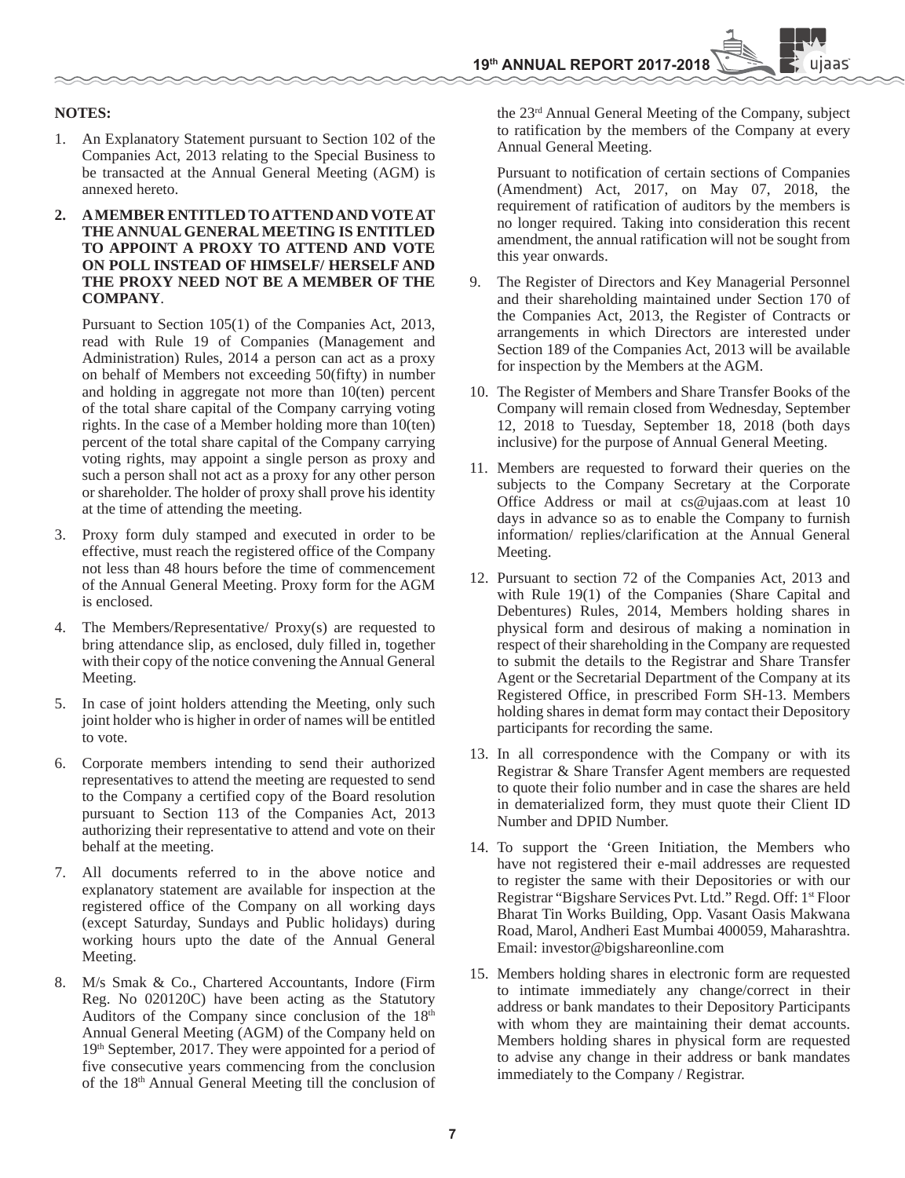**NOTES:**

1. An Explanatory Statement pursuant to Section 102 of the Companies Act, 2013 relating to the Special Business to be transacted at the Annual General Meeting (AGM) is annexed hereto.

2. **A MEMBER ENTITLED TO ATTEND AND VOTE AT THE ANNUAL GENERAL MEETING IS ENTITLED TO APPOINT A PROXY TO ATTEND AND VOTE ON POLL INSTEAD OF HIMSELF/ HERSELF AND THE PROXY NEED NOT BE A MEMBER OF THE COMPANY**.

   Pursuant to Section 105(1) of the Companies Act, 2013, read with Rule 19 of Companies (Management and Administration) Rules, 2014 a person can act as a proxy on behalf of Members not exceeding 50(fifty) in number and holding in aggregate not more than 10(ten) percent of the total share capital of the Company carrying voting rights. In the case of a Member holding more than 10(ten) percent of the total share capital of the Company carrying voting rights, may appoint a single person as proxy and such a person shall not act as a proxy for any other person or shareholder. The holder of proxy shall prove his identity at the time of attending the meeting.

3. Proxy form duly stamped and executed in order to be effective, must reach the registered office of the Company not less than 48 hours before the time of commencement of the Annual General Meeting. Proxy form for the AGM is enclosed.

4. The Members/Representative/ Proxy(s) are requested to bring attendance slip, as enclosed, duly filled in, together with their copy of the notice convening the Annual General Meeting.

5. In case of joint holders attending the Meeting, only such joint holder who is higher in order of names will be entitled to vote.

6. Corporate members intending to send their authorized representatives to attend the meeting are requested to send to the Company a certified copy of the Board resolution pursuant to Section 113 of the Companies Act, 2013 authorizing their representative to attend and vote on their behalf at the meeting.

7. All documents referred to in the above notice and explanatory statement are available for inspection at the registered office of the Company on all working days (except Saturday, Sundays and Public holidays) during working hours upto the date of the Annual General Meeting.

8. M/s Smak & Co., Chartered Accountants, Indore (Firm Reg. No 020120C) have been acting as the Statutory Auditors of the Company since conclusion of the 18th Annual General Meeting (AGM) of the Company held on 19th September, 2017. They were appointed for a period of five consecutive years commencing from the conclusion of the 18th Annual General Meeting till the conclusion of the 23rd Annual General Meeting of the Company, subject to ratification by the members of the Company at every Annual General Meeting.

   Pursuant to notification of certain sections of Companies (Amendment) Act, 2017, on May 07, 2018, the requirement of ratification of auditors by the members is no longer required. Taking into consideration this recent amendment, the annual ratification will not be sought from this year onwards.

9. The Register of Directors and Key Managerial Personnel and their shareholding maintained under Section 170 of the Companies Act, 2013, the Register of Contracts or arrangements in which Directors are interested under Section 189 of the Companies Act, 2013 will be available for inspection by the Members at the AGM.

10. The Register of Members and Share Transfer Books of the Company will remain closed from Wednesday, September 12, 2018 to Tuesday, September 18, 2018 (both days inclusive) for the purpose of Annual General Meeting.

11. Members are requested to forward their queries on the subjects to the Company Secretary at the Corporate Office Address or mail at cs@ujaas.com at least 10 days in advance so as to enable the Company to furnish information/ replies/clarification at the Annual General Meeting.

12. Pursuant to section 72 of the Companies Act, 2013 and with Rule 19(1) of the Companies (Share Capital and Debentures) Rules, 2014, Members holding shares in physical form and desirous of making a nomination in respect of their shareholding in the Company are requested to submit the details to the Registrar and Share Transfer Agent or the Secretarial Department of the Company at its Registered Office, in prescribed Form SH-13. Members holding shares in demat form may contact their Depository participants for recording the same.

13. In all correspondence with the Company or with its Registrar & Share Transfer Agent members are requested to quote their folio number and in case the shares are held in dematerialized form, they must quote their Client ID Number and DPID Number.

14. To support the 'Green Initiation, the Members who have not registered their e-mail addresses are requested to register the same with their Depositories or with our Registrar "Bigshare Services Pvt. Ltd." Regd. Off: 1st Floor Bharat Tin Works Building, Opp. Vasant Oasis Makwana Road, Marol, Andheri East Mumbai 400059, Maharashtra. Email: investor@bigshareonline.com

15. Members holding shares in electronic form are requested to intimate immediately any change/correct in their address or bank mandates to their Depository Participants with whom they are maintaining their demat accounts. Members holding shares in physical form are requested to advise any change in their address or bank mandates immediately to the Company / Registrar.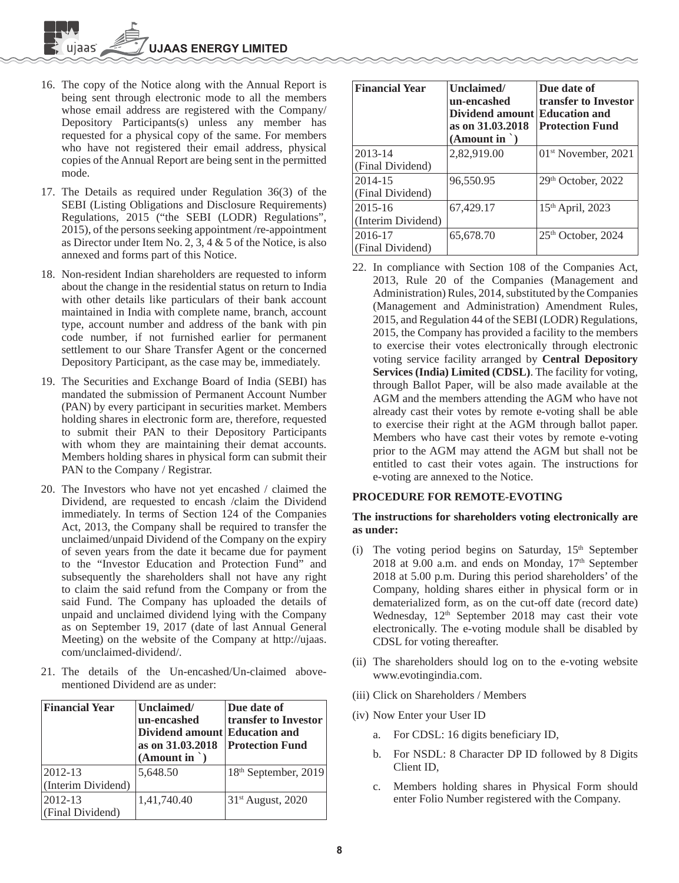16. The copy of the Notice along with the Annual Report is being sent through electronic mode to all the members whose email address are registered with the Company/ Depository Participants(s) unless any member has requested for a physical copy of the same. For members who have not registered their email address, physical copies of the Annual Report are being sent in the permitted mode.

17. The Details as required under Regulation 36(3) of the SEBI (Listing Obligations and Disclosure Requirements) Regulations, 2015 ("the SEBI (LODR) Regulations", 2015), of the persons seeking appointment /re-appointment as Director under Item No. 2, 3, 4 & 5 of the Notice, is also annexed and forms part of this Notice.

18. Non-resident Indian shareholders are requested to inform about the change in the residential status on return to India with other details like particulars of their bank account maintained in India with complete name, branch, account type, account number and address of the bank with pin code number, if not furnished earlier for permanent settlement to our Share Transfer Agent or the concerned Depository Participant, as the case may be, immediately.

19. The Securities and Exchange Board of India (SEBI) has mandated the submission of Permanent Account Number (PAN) by every participant in securities market. Members holding shares in electronic form are, therefore, requested to submit their PAN to their Depository Participants with whom they are maintaining their demat accounts. Members holding shares in physical form can submit their PAN to the Company / Registrar.

20. The Investors who have not yet encashed / claimed the Dividend, are requested to encash /claim the Dividend immediately. In terms of Section 124 of the Companies Act, 2013, the Company shall be required to transfer the unclaimed/unpaid Dividend of the Company on the expiry of seven years from the date it became due for payment to the "Investor Education and Protection Fund" and subsequently the shareholders shall not have any right to claim the said refund from the Company or from the said Fund. The Company has uploaded the details of unpaid and unclaimed dividend lying with the Company as on September 19, 2017 (date of last Annual General Meeting) on the website of the Company at http://ujaas.com/unclaimed-dividend/.

21. The details of the Un-encashed/Un-claimed above-mentioned Dividend are as under:

| Financial Year | Unclaimed/ un-encashed Dividend amount as on 31.03.2018 (Amount in `) | Due date of transfer to Investor Education and Protection Fund |
|---|---|---|
| 2012-13 (Interim Dividend) | 5,648.50 | 18th September, 2019 |
| 2012-13 (Final Dividend) | 1,41,740.40 | 31st August, 2020 |
| 2013-14 (Final Dividend) | 2,82,919.00 | 01st November, 2021 |
| 2014-15 (Final Dividend) | 96,550.95 | 29th October, 2022 |
| 2015-16 (Interim Dividend) | 67,429.17 | 15th April, 2023 |
| 2016-17 (Final Dividend) | 65,678.70 | 25th October, 2024 |

22. In compliance with Section 108 of the Companies Act, 2013, Rule 20 of the Companies (Management and Administration) Rules, 2014, substituted by the Companies (Management and Administration) Amendment Rules, 2015, and Regulation 44 of the SEBI (LODR) Regulations, 2015, the Company has provided a facility to the members to exercise their votes electronically through electronic voting service facility arranged by **Central Depository Services (India) Limited (CDSL)**. The facility for voting, through Ballot Paper, will be also made available at the AGM and the members attending the AGM who have not already cast their votes by remote e-voting shall be able to exercise their right at the AGM through ballot paper. Members who have cast their votes by remote e-voting prior to the AGM may attend the AGM but shall not be entitled to cast their votes again. The instructions for e-voting are annexed to the Notice.

**PROCEDURE FOR REMOTE-EVOTING**

**The instructions for shareholders voting electronically are as under:**

(i) The voting period begins on Saturday, 15th September 2018 at 9.00 a.m. and ends on Monday, 17th September 2018 at 5.00 p.m. During this period shareholders' of the Company, holding shares either in physical form or in dematerialized form, as on the cut-off date (record date) Wednesday, 12th September 2018 may cast their vote electronically. The e-voting module shall be disabled by CDSL for voting thereafter.

(ii) The shareholders should log on to the e-voting website www.evotingindia.com.

(iii) Click on Shareholders / Members

(iv) Now Enter your User ID

   a. For CDSL: 16 digits beneficiary ID,

   b. For NSDL: 8 Character DP ID followed by 8 Digits Client ID,

   c. Members holding shares in Physical Form should enter Folio Number registered with the Company.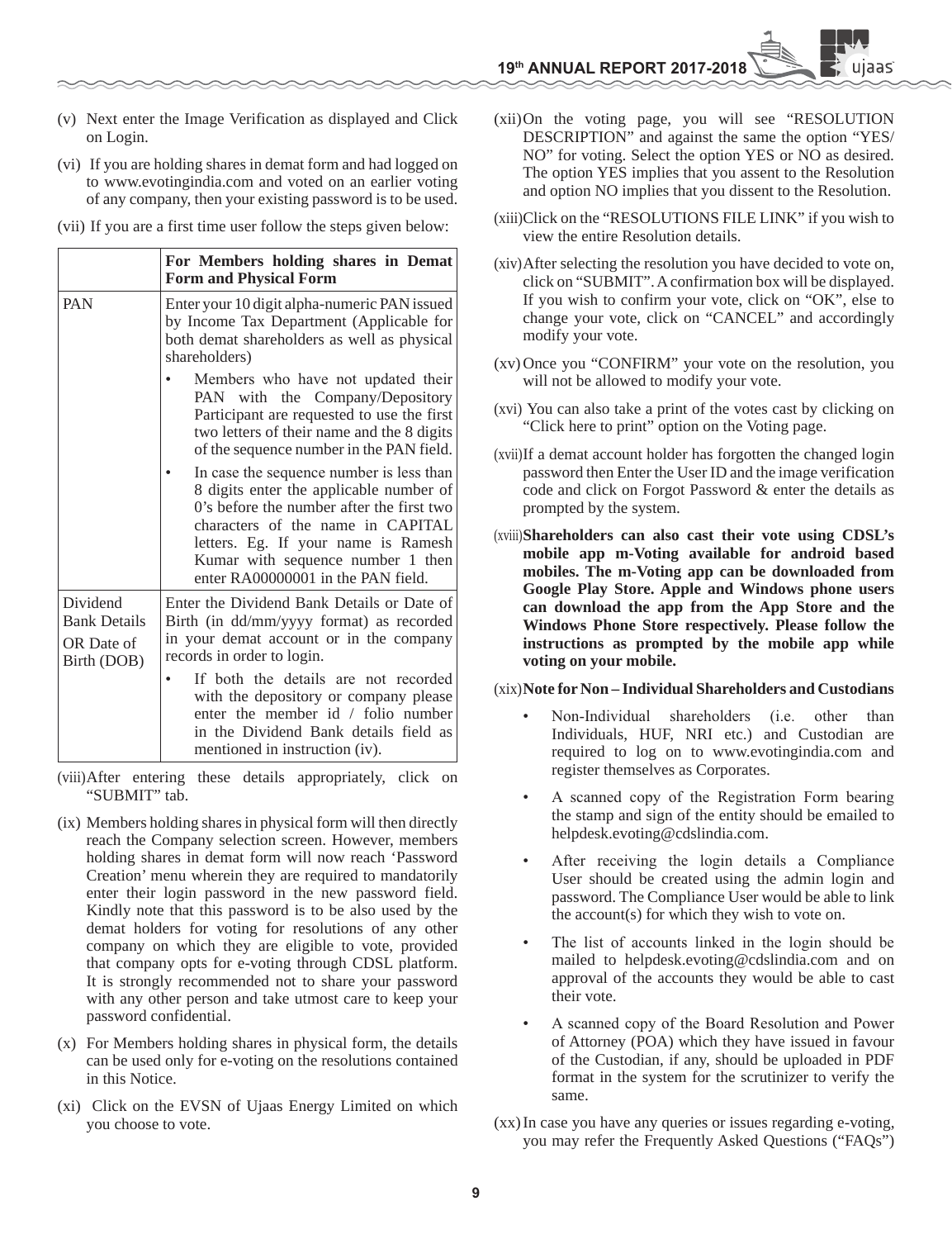(v) Next enter the Image Verification as displayed and Click on Login.

(vi) If you are holding shares in demat form and had logged on to www.evotingindia.com and voted on an earlier voting of any company, then your existing password is to be used.

(vii) If you are a first time user follow the steps given below:

| | For Members holding shares in Demat Form and Physical Form |
|---|---|
| PAN | Enter your 10 digit alpha-numeric PAN issued by Income Tax Department (Applicable for both demat shareholders as well as physical shareholders)<br>• Members who have not updated their PAN with the Company/Depository Participant are requested to use the first two letters of their name and the 8 digits of the sequence number in the PAN field.<br>• In case the sequence number is less than 8 digits enter the applicable number of 0's before the number after the first two characters of the name in CAPITAL letters. Eg. If your name is Ramesh Kumar with sequence number 1 then enter RA00000001 in the PAN field. |
| Dividend Bank Details OR Date of Birth (DOB) | Enter the Dividend Bank Details or Date of Birth (in dd/mm/yyyy format) as recorded in your demat account or in the company records in order to login.<br>• If both the details are not recorded with the depository or company please enter the member id / folio number in the Dividend Bank details field as mentioned in instruction (iv). |

(viii) After entering these details appropriately, click on "SUBMIT" tab.

(ix) Members holding shares in physical form will then directly reach the Company selection screen. However, members holding shares in demat form will now reach 'Password Creation' menu wherein they are required to mandatorily enter their login password in the new password field. Kindly note that this password is to be also used by the demat holders for voting for resolutions of any other company on which they are eligible to vote, provided that company opts for e-voting through CDSL platform. It is strongly recommended not to share your password with any other person and take utmost care to keep your password confidential.

(x) For Members holding shares in physical form, the details can be used only for e-voting on the resolutions contained in this Notice.

(xi) Click on the EVSN of Ujaas Energy Limited on which you choose to vote.

(xii) On the voting page, you will see "RESOLUTION DESCRIPTION" and against the same the option "YES/ NO" for voting. Select the option YES or NO as desired. The option YES implies that you assent to the Resolution and option NO implies that you dissent to the Resolution.

(xiii) Click on the "RESOLUTIONS FILE LINK" if you wish to view the entire Resolution details.

(xiv) After selecting the resolution you have decided to vote on, click on "SUBMIT". A confirmation box will be displayed. If you wish to confirm your vote, click on "OK", else to change your vote, click on "CANCEL" and accordingly modify your vote.

(xv) Once you "CONFIRM" your vote on the resolution, you will not be allowed to modify your vote.

(xvi) You can also take a print of the votes cast by clicking on "Click here to print" option on the Voting page.

(xvii) If a demat account holder has forgotten the changed login password then Enter the User ID and the image verification code and click on Forgot Password & enter the details as prompted by the system.

(xviii) **Shareholders can also cast their vote using CDSL's mobile app m-Voting available for android based mobiles. The m-Voting app can be downloaded from Google Play Store. Apple and Windows phone users can download the app from the App Store and the Windows Phone Store respectively. Please follow the instructions as prompted by the mobile app while voting on your mobile.**

(xix) **Note for Non – Individual Shareholders and Custodians**

- Non-Individual shareholders (i.e. other than Individuals, HUF, NRI etc.) and Custodian are required to log on to www.evotingindia.com and register themselves as Corporates.
- A scanned copy of the Registration Form bearing the stamp and sign of the entity should be emailed to helpdesk.evoting@cdslindia.com.
- After receiving the login details a Compliance User should be created using the admin login and password. The Compliance User would be able to link the account(s) for which they wish to vote on.
- The list of accounts linked in the login should be mailed to helpdesk.evoting@cdslindia.com and on approval of the accounts they would be able to cast their vote.
- A scanned copy of the Board Resolution and Power of Attorney (POA) which they have issued in favour of the Custodian, if any, should be uploaded in PDF format in the system for the scrutinizer to verify the same.

(xx) In case you have any queries or issues regarding e-voting, you may refer the Frequently Asked Questions ("FAQs")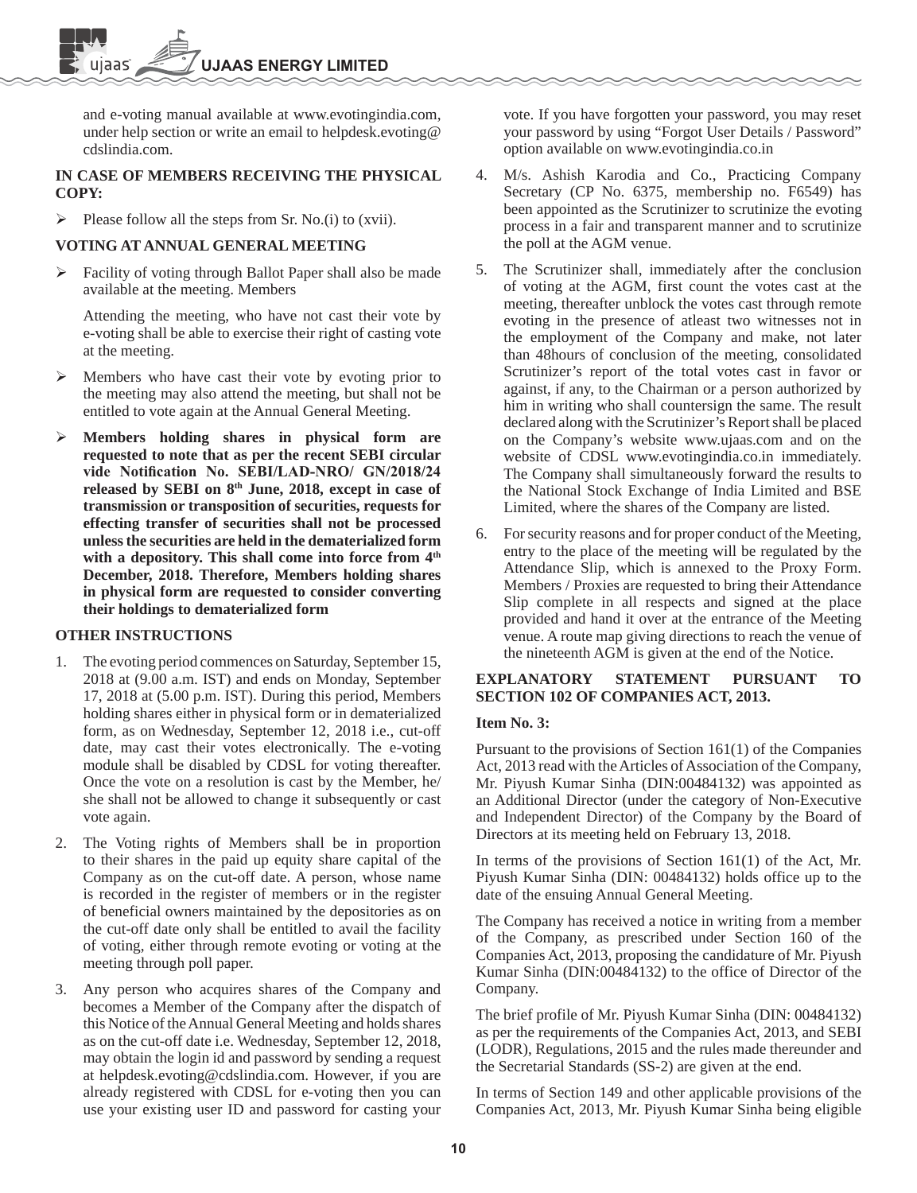and e-voting manual available at www.evotingindia.com, under help section or write an email to helpdesk.evoting@cdslindia.com.

**IN CASE OF MEMBERS RECEIVING THE PHYSICAL COPY:**

- Please follow all the steps from Sr. No.(i) to (xvii).

**VOTING AT ANNUAL GENERAL MEETING**

- Facility of voting through Ballot Paper shall also be made available at the meeting. Members

  Attending the meeting, who have not cast their vote by e-voting shall be able to exercise their right of casting vote at the meeting.

- Members who have cast their vote by evoting prior to the meeting may also attend the meeting, but shall not be entitled to vote again at the Annual General Meeting.

- **Members holding shares in physical form are requested to note that as per the recent SEBI circular vide Notification No. SEBI/LAD-NRO/ GN/2018/24 released by SEBI on 8th June, 2018, except in case of transmission or transposition of securities, requests for effecting transfer of securities shall not be processed unless the securities are held in the dematerialized form with a depository. This shall come into force from 4th December, 2018. Therefore, Members holding shares in physical form are requested to consider converting their holdings to dematerialized form**

**OTHER INSTRUCTIONS**

1. The evoting period commences on Saturday, September 15, 2018 at (9.00 a.m. IST) and ends on Monday, September 17, 2018 at (5.00 p.m. IST). During this period, Members holding shares either in physical form or in dematerialized form, as on Wednesday, September 12, 2018 i.e., cut-off date, may cast their votes electronically. The e-voting module shall be disabled by CDSL for voting thereafter. Once the vote on a resolution is cast by the Member, he/she shall not be allowed to change it subsequently or cast vote again.

2. The Voting rights of Members shall be in proportion to their shares in the paid up equity share capital of the Company as on the cut-off date. A person, whose name is recorded in the register of members or in the register of beneficial owners maintained by the depositories as on the cut-off date only shall be entitled to avail the facility of voting, either through remote evoting or voting at the meeting through poll paper.

3. Any person who acquires shares of the Company and becomes a Member of the Company after the dispatch of this Notice of the Annual General Meeting and holds shares as on the cut-off date i.e. Wednesday, September 12, 2018, may obtain the login id and password by sending a request at helpdesk.evoting@cdslindia.com. However, if you are already registered with CDSL for e-voting then you can use your existing user ID and password for casting your vote. If you have forgotten your password, you may reset your password by using "Forgot User Details / Password" option available on www.evotingindia.co.in

4. M/s. Ashish Karodia and Co., Practicing Company Secretary (CP No. 6375, membership no. F6549) has been appointed as the Scrutinizer to scrutinize the evoting process in a fair and transparent manner and to scrutinize the poll at the AGM venue.

5. The Scrutinizer shall, immediately after the conclusion of voting at the AGM, first count the votes cast at the meeting, thereafter unblock the votes cast through remote evoting in the presence of atleast two witnesses not in the employment of the Company and make, not later than 48hours of conclusion of the meeting, consolidated Scrutinizer's report of the total votes cast in favor or against, if any, to the Chairman or a person authorized by him in writing who shall countersign the same. The result declared along with the Scrutinizer's Report shall be placed on the Company's website www.ujaas.com and on the website of CDSL www.evotingindia.co.in immediately. The Company shall simultaneously forward the results to the National Stock Exchange of India Limited and BSE Limited, where the shares of the Company are listed.

6. For security reasons and for proper conduct of the Meeting, entry to the place of the meeting will be regulated by the Attendance Slip, which is annexed to the Proxy Form. Members / Proxies are requested to bring their Attendance Slip complete in all respects and signed at the place provided and hand it over at the entrance of the Meeting venue. A route map giving directions to reach the venue of the nineteenth AGM is given at the end of the Notice.

**EXPLANATORY STATEMENT PURSUANT TO SECTION 102 OF COMPANIES ACT, 2013.**

**Item No. 3:**

Pursuant to the provisions of Section 161(1) of the Companies Act, 2013 read with the Articles of Association of the Company, Mr. Piyush Kumar Sinha (DIN:00484132) was appointed as an Additional Director (under the category of Non-Executive and Independent Director) of the Company by the Board of Directors at its meeting held on February 13, 2018.

In terms of the provisions of Section 161(1) of the Act, Mr. Piyush Kumar Sinha (DIN: 00484132) holds office up to the date of the ensuing Annual General Meeting.

The Company has received a notice in writing from a member of the Company, as prescribed under Section 160 of the Companies Act, 2013, proposing the candidature of Mr. Piyush Kumar Sinha (DIN:00484132) to the office of Director of the Company.

The brief profile of Mr. Piyush Kumar Sinha (DIN: 00484132) as per the requirements of the Companies Act, 2013, and SEBI (LODR), Regulations, 2015 and the rules made thereunder and the Secretarial Standards (SS-2) are given at the end.

In terms of Section 149 and other applicable provisions of the Companies Act, 2013, Mr. Piyush Kumar Sinha being eligible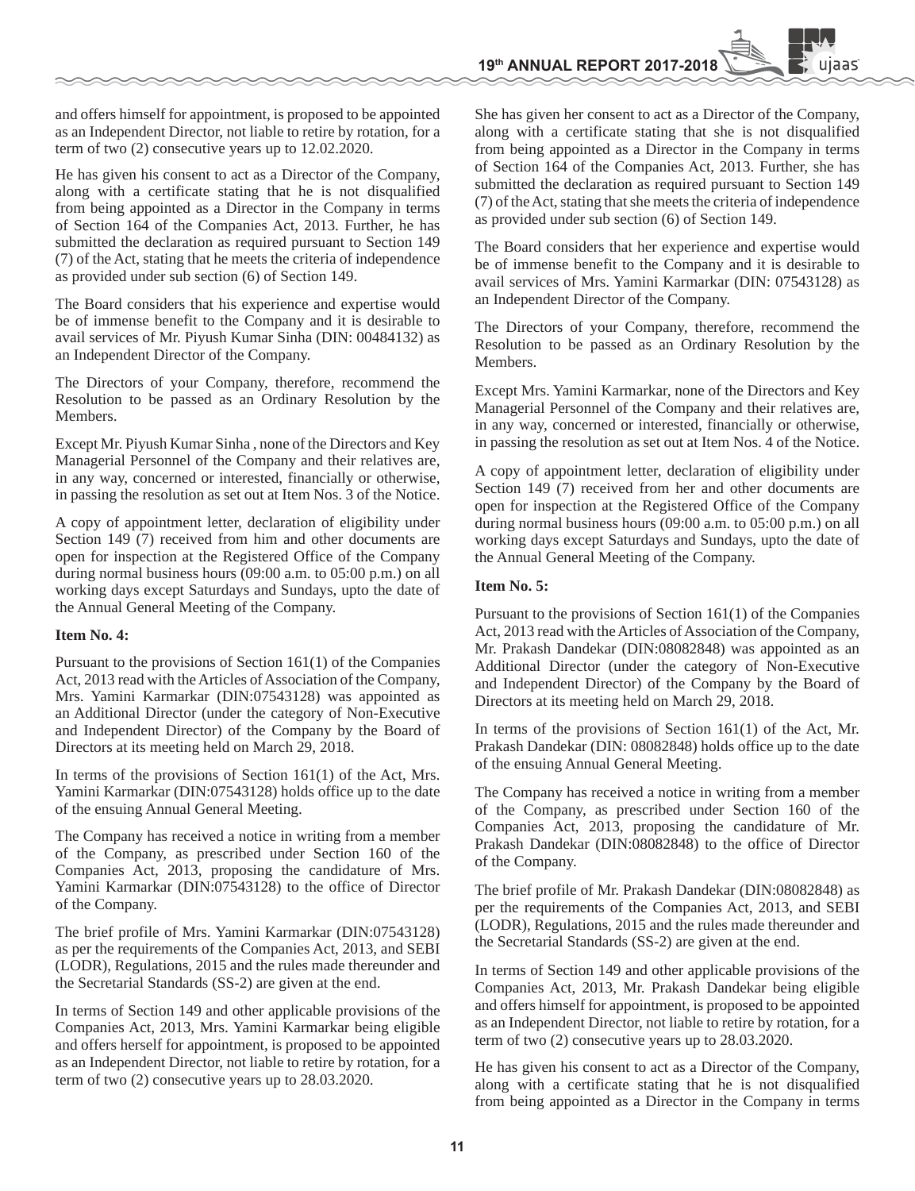and offers himself for appointment, is proposed to be appointed as an Independent Director, not liable to retire by rotation, for a term of two (2) consecutive years up to 12.02.2020.

He has given his consent to act as a Director of the Company, along with a certificate stating that he is not disqualified from being appointed as a Director in the Company in terms of Section 164 of the Companies Act, 2013. Further, he has submitted the declaration as required pursuant to Section 149 (7) of the Act, stating that he meets the criteria of independence as provided under sub section (6) of Section 149.

The Board considers that his experience and expertise would be of immense benefit to the Company and it is desirable to avail services of Mr. Piyush Kumar Sinha (DIN: 00484132) as an Independent Director of the Company.

The Directors of your Company, therefore, recommend the Resolution to be passed as an Ordinary Resolution by the Members.

Except Mr. Piyush Kumar Sinha , none of the Directors and Key Managerial Personnel of the Company and their relatives are, in any way, concerned or interested, financially or otherwise, in passing the resolution as set out at Item Nos. 3 of the Notice.

A copy of appointment letter, declaration of eligibility under Section 149 (7) received from him and other documents are open for inspection at the Registered Office of the Company during normal business hours (09:00 a.m. to 05:00 p.m.) on all working days except Saturdays and Sundays, upto the date of the Annual General Meeting of the Company.

**Item No. 4:**

Pursuant to the provisions of Section 161(1) of the Companies Act, 2013 read with the Articles of Association of the Company, Mrs. Yamini Karmarkar (DIN:07543128) was appointed as an Additional Director (under the category of Non-Executive and Independent Director) of the Company by the Board of Directors at its meeting held on March 29, 2018.

In terms of the provisions of Section 161(1) of the Act, Mrs. Yamini Karmarkar (DIN:07543128) holds office up to the date of the ensuing Annual General Meeting.

The Company has received a notice in writing from a member of the Company, as prescribed under Section 160 of the Companies Act, 2013, proposing the candidature of Mrs. Yamini Karmarkar (DIN:07543128) to the office of Director of the Company.

The brief profile of Mrs. Yamini Karmarkar (DIN:07543128) as per the requirements of the Companies Act, 2013, and SEBI (LODR), Regulations, 2015 and the rules made thereunder and the Secretarial Standards (SS-2) are given at the end.

In terms of Section 149 and other applicable provisions of the Companies Act, 2013, Mrs. Yamini Karmarkar being eligible and offers herself for appointment, is proposed to be appointed as an Independent Director, not liable to retire by rotation, for a term of two (2) consecutive years up to 28.03.2020.

She has given her consent to act as a Director of the Company, along with a certificate stating that she is not disqualified from being appointed as a Director in the Company in terms of Section 164 of the Companies Act, 2013. Further, she has submitted the declaration as required pursuant to Section 149 (7) of the Act, stating that she meets the criteria of independence as provided under sub section (6) of Section 149.

The Board considers that her experience and expertise would be of immense benefit to the Company and it is desirable to avail services of Mrs. Yamini Karmarkar (DIN: 07543128) as an Independent Director of the Company.

The Directors of your Company, therefore, recommend the Resolution to be passed as an Ordinary Resolution by the Members.

Except Mrs. Yamini Karmarkar, none of the Directors and Key Managerial Personnel of the Company and their relatives are, in any way, concerned or interested, financially or otherwise, in passing the resolution as set out at Item Nos. 4 of the Notice.

A copy of appointment letter, declaration of eligibility under Section 149 (7) received from her and other documents are open for inspection at the Registered Office of the Company during normal business hours (09:00 a.m. to 05:00 p.m.) on all working days except Saturdays and Sundays, upto the date of the Annual General Meeting of the Company.

**Item No. 5:**

Pursuant to the provisions of Section 161(1) of the Companies Act, 2013 read with the Articles of Association of the Company, Mr. Prakash Dandekar (DIN:08082848) was appointed as an Additional Director (under the category of Non-Executive and Independent Director) of the Company by the Board of Directors at its meeting held on March 29, 2018.

In terms of the provisions of Section 161(1) of the Act, Mr. Prakash Dandekar (DIN: 08082848) holds office up to the date of the ensuing Annual General Meeting.

The Company has received a notice in writing from a member of the Company, as prescribed under Section 160 of the Companies Act, 2013, proposing the candidature of Mr. Prakash Dandekar (DIN:08082848) to the office of Director of the Company.

The brief profile of Mr. Prakash Dandekar (DIN:08082848) as per the requirements of the Companies Act, 2013, and SEBI (LODR), Regulations, 2015 and the rules made thereunder and the Secretarial Standards (SS-2) are given at the end.

In terms of Section 149 and other applicable provisions of the Companies Act, 2013, Mr. Prakash Dandekar being eligible and offers himself for appointment, is proposed to be appointed as an Independent Director, not liable to retire by rotation, for a term of two (2) consecutive years up to 28.03.2020.

He has given his consent to act as a Director of the Company, along with a certificate stating that he is not disqualified from being appointed as a Director in the Company in terms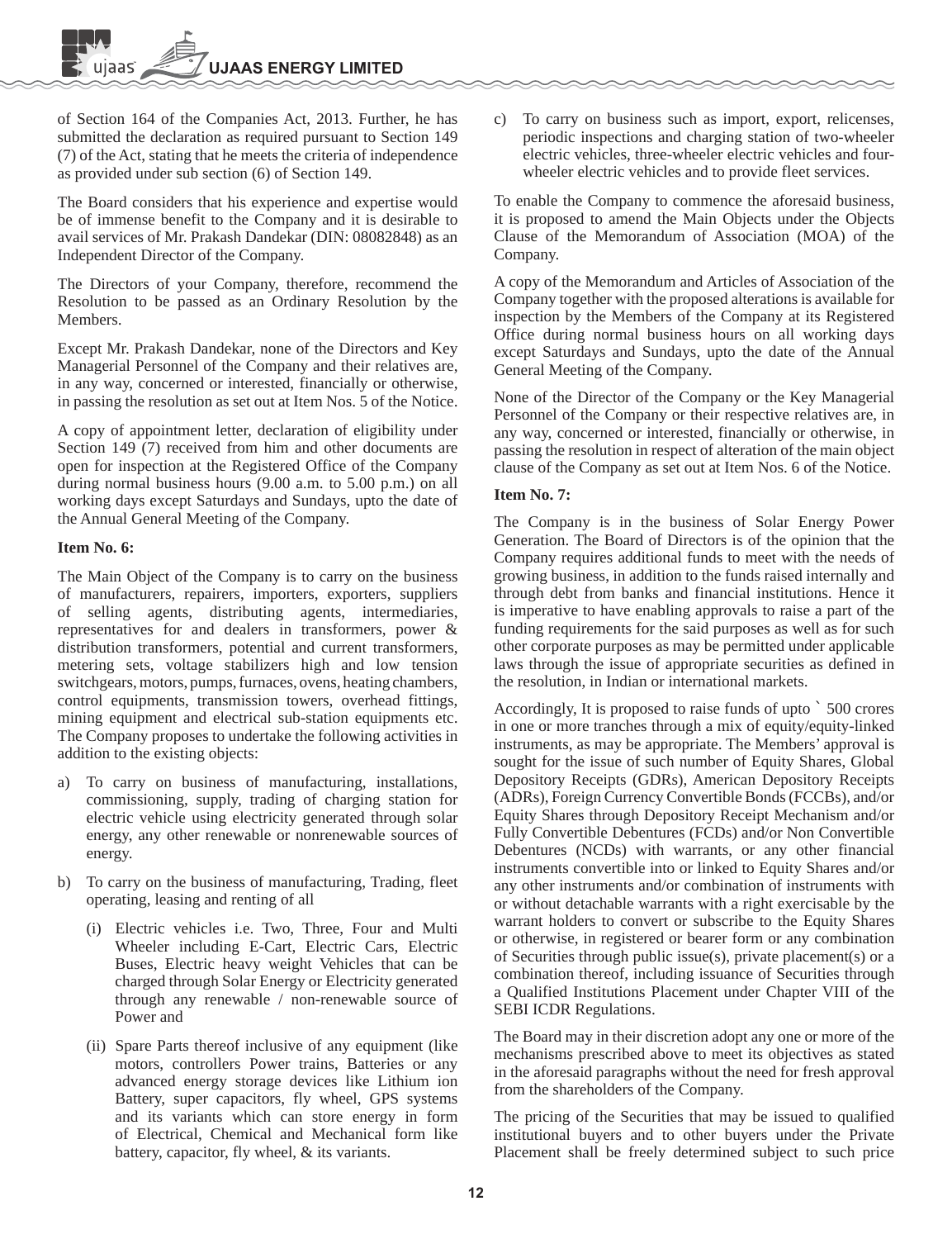of Section 164 of the Companies Act, 2013. Further, he has submitted the declaration as required pursuant to Section 149 (7) of the Act, stating that he meets the criteria of independence as provided under sub section (6) of Section 149.

The Board considers that his experience and expertise would be of immense benefit to the Company and it is desirable to avail services of Mr. Prakash Dandekar (DIN: 08082848) as an Independent Director of the Company.

The Directors of your Company, therefore, recommend the Resolution to be passed as an Ordinary Resolution by the Members.

Except Mr. Prakash Dandekar, none of the Directors and Key Managerial Personnel of the Company and their relatives are, in any way, concerned or interested, financially or otherwise, in passing the resolution as set out at Item Nos. 5 of the Notice.

A copy of appointment letter, declaration of eligibility under Section 149 (7) received from him and other documents are open for inspection at the Registered Office of the Company during normal business hours (9.00 a.m. to 5.00 p.m.) on all working days except Saturdays and Sundays, upto the date of the Annual General Meeting of the Company.

**Item No. 6:**

The Main Object of the Company is to carry on the business of manufacturers, repairers, importers, exporters, suppliers of selling agents, distributing agents, intermediaries, representatives for and dealers in transformers, power & distribution transformers, potential and current transformers, metering sets, voltage stabilizers high and low tension switchgears, motors, pumps, furnaces, ovens, heating chambers, control equipments, transmission towers, overhead fittings, mining equipment and electrical sub-station equipments etc. The Company proposes to undertake the following activities in addition to the existing objects:

a) To carry on business of manufacturing, installations, commissioning, supply, trading of charging station for electric vehicle using electricity generated through solar energy, any other renewable or nonrenewable sources of energy.

b) To carry on the business of manufacturing, Trading, fleet operating, leasing and renting of all

   (i) Electric vehicles i.e. Two, Three, Four and Multi Wheeler including E-Cart, Electric Cars, Electric Buses, Electric heavy weight Vehicles that can be charged through Solar Energy or Electricity generated through any renewable / non-renewable source of Power and

   (ii) Spare Parts thereof inclusive of any equipment (like motors, controllers Power trains, Batteries or any advanced energy storage devices like Lithium ion Battery, super capacitors, fly wheel, GPS systems and its variants which can store energy in form of Electrical, Chemical and Mechanical form like battery, capacitor, fly wheel, & its variants.

c) To carry on business such as import, export, relicenses, periodic inspections and charging station of two-wheeler electric vehicles, three-wheeler electric vehicles and four-wheeler electric vehicles and to provide fleet services.

To enable the Company to commence the aforesaid business, it is proposed to amend the Main Objects under the Objects Clause of the Memorandum of Association (MOA) of the Company.

A copy of the Memorandum and Articles of Association of the Company together with the proposed alterations is available for inspection by the Members of the Company at its Registered Office during normal business hours on all working days except Saturdays and Sundays, upto the date of the Annual General Meeting of the Company.

None of the Director of the Company or the Key Managerial Personnel of the Company or their respective relatives are, in any way, concerned or interested, financially or otherwise, in passing the resolution in respect of alteration of the main object clause of the Company as set out at Item Nos. 6 of the Notice.

**Item No. 7:**

The Company is in the business of Solar Energy Power Generation. The Board of Directors is of the opinion that the Company requires additional funds to meet with the needs of growing business, in addition to the funds raised internally and through debt from banks and financial institutions. Hence it is imperative to have enabling approvals to raise a part of the funding requirements for the said purposes as well as for such other corporate purposes as may be permitted under applicable laws through the issue of appropriate securities as defined in the resolution, in Indian or international markets.

Accordingly, It is proposed to raise funds of upto ` 500 crores in one or more tranches through a mix of equity/equity-linked instruments, as may be appropriate. The Members' approval is sought for the issue of such number of Equity Shares, Global Depository Receipts (GDRs), American Depository Receipts (ADRs), Foreign Currency Convertible Bonds (FCCBs), and/or Equity Shares through Depository Receipt Mechanism and/or Fully Convertible Debentures (FCDs) and/or Non Convertible Debentures (NCDs) with warrants, or any other financial instruments convertible into or linked to Equity Shares and/or any other instruments and/or combination of instruments with or without detachable warrants with a right exercisable by the warrant holders to convert or subscribe to the Equity Shares or otherwise, in registered or bearer form or any combination of Securities through public issue(s), private placement(s) or a combination thereof, including issuance of Securities through a Qualified Institutions Placement under Chapter VIII of the SEBI ICDR Regulations.

The Board may in their discretion adopt any one or more of the mechanisms prescribed above to meet its objectives as stated in the aforesaid paragraphs without the need for fresh approval from the shareholders of the Company.

The pricing of the Securities that may be issued to qualified institutional buyers and to other buyers under the Private Placement shall be freely determined subject to such price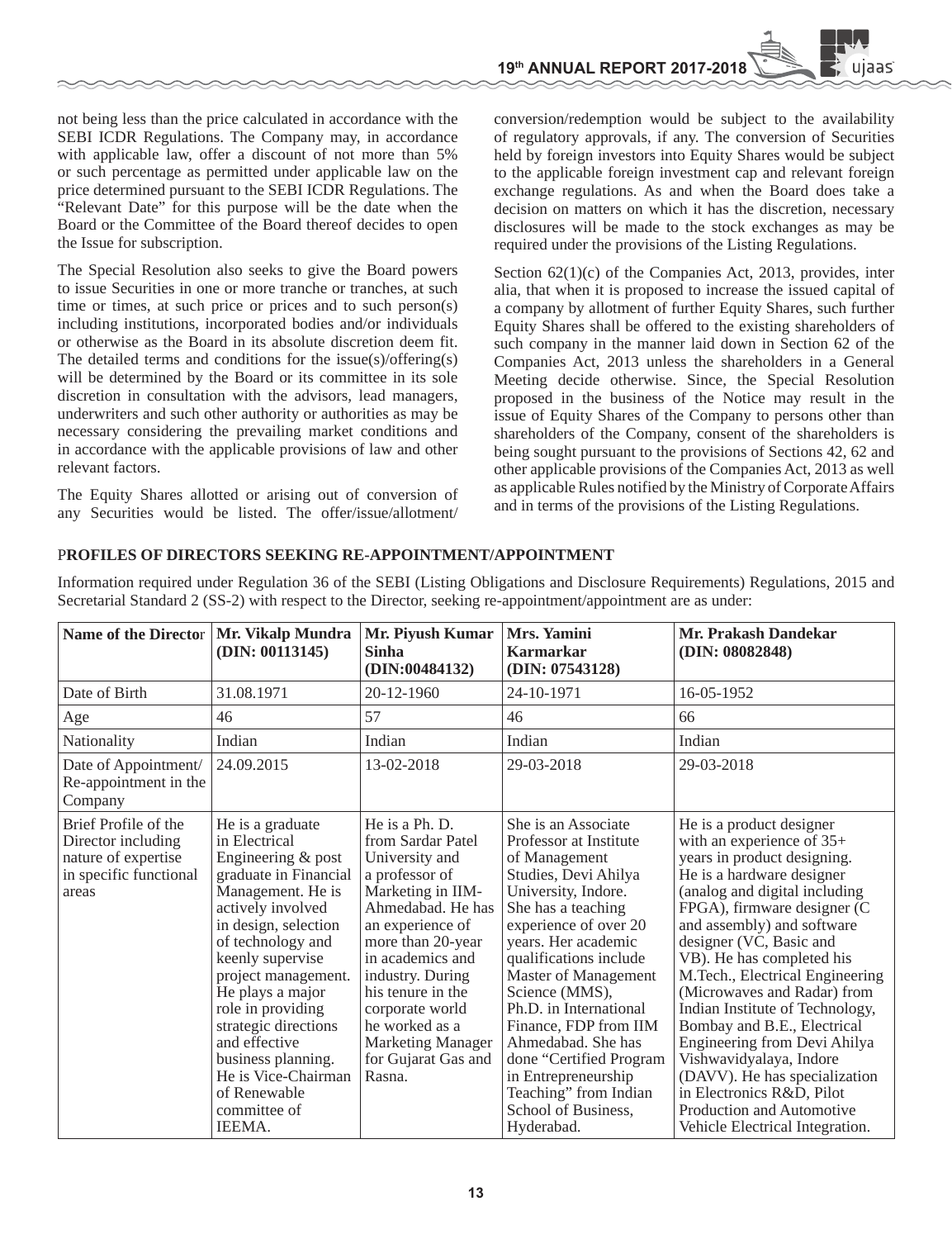not being less than the price calculated in accordance with the SEBI ICDR Regulations. The Company may, in accordance with applicable law, offer a discount of not more than 5% or such percentage as permitted under applicable law on the price determined pursuant to the SEBI ICDR Regulations. The "Relevant Date" for this purpose will be the date when the Board or the Committee of the Board thereof decides to open the Issue for subscription.

The Special Resolution also seeks to give the Board powers to issue Securities in one or more tranche or tranches, at such time or times, at such price or prices and to such person(s) including institutions, incorporated bodies and/or individuals or otherwise as the Board in its absolute discretion deem fit. The detailed terms and conditions for the issue(s)/offering(s) will be determined by the Board or its committee in its sole discretion in consultation with the advisors, lead managers, underwriters and such other authority or authorities as may be necessary considering the prevailing market conditions and in accordance with the applicable provisions of law and other relevant factors.

The Equity Shares allotted or arising out of conversion of any Securities would be listed. The offer/issue/allotment/conversion/redemption would be subject to the availability of regulatory approvals, if any. The conversion of Securities held by foreign investors into Equity Shares would be subject to the applicable foreign investment cap and relevant foreign exchange regulations. As and when the Board does take a decision on matters on which it has the discretion, necessary disclosures will be made to the stock exchanges as may be required under the provisions of the Listing Regulations.

Section 62(1)(c) of the Companies Act, 2013, provides, inter alia, that when it is proposed to increase the issued capital of a company by allotment of further Equity Shares, such further Equity Shares shall be offered to the existing shareholders of such company in the manner laid down in Section 62 of the Companies Act, 2013 unless the shareholders in a General Meeting decide otherwise. Since, the Special Resolution proposed in the business of the Notice may result in the issue of Equity Shares of the Company to persons other than shareholders of the Company, consent of the shareholders is being sought pursuant to the provisions of Sections 42, 62 and other applicable provisions of the Companies Act, 2013 as well as applicable Rules notified by the Ministry of Corporate Affairs and in terms of the provisions of the Listing Regulations.

## PROFILES OF DIRECTORS SEEKING RE-APPOINTMENT/APPOINTMENT

Information required under Regulation 36 of the SEBI (Listing Obligations and Disclosure Requirements) Regulations, 2015 and Secretarial Standard 2 (SS-2) with respect to the Director, seeking re-appointment/appointment are as under:

| **Name of the Director** | **Mr. Vikalp Mundra (DIN: 00113145)** | **Mr. Piyush Kumar Sinha (DIN:00484132)** | **Mrs. Yamini Karmarkar (DIN: 07543128)** | **Mr. Prakash Dandekar (DIN: 08082848)** |
|---|---|---|---|---|
| Date of Birth | 31.08.1971 | 20-12-1960 | 24-10-1971 | 16-05-1952 |
| Age | 46 | 57 | 46 | 66 |
| Nationality | Indian | Indian | Indian | Indian |
| Date of Appointment/ Re-appointment in the Company | 24.09.2015 | 13-02-2018 | 29-03-2018 | 29-03-2018 |
| Brief Profile of the Director including nature of expertise in specific functional areas | He is a graduate in Electrical Engineering & post graduate in Financial Management. He is actively involved in design, selection of technology and keenly supervise project management. He plays a major role in providing strategic directions and effective business planning. He is Vice-Chairman of Renewable committee of IEEMA. | He is a Ph. D. from Sardar Patel University and a professor of Marketing in IIM-Ahmedabad. He has an experience of more than 20-year in academics and industry. During his tenure in the corporate world he worked as a Marketing Manager for Gujarat Gas and Rasna. | She is an Associate Professor at Institute of Management Studies, Devi Ahilya University, Indore. She has a teaching experience of over 20 years. Her academic qualifications include Master of Management Science (MMS), Ph.D. in International Finance, FDP from IIM Ahmedabad. She has done "Certified Program in Entrepreneurship Teaching" from Indian School of Business, Hyderabad. | He is a product designer with an experience of 35+ years in product designing. He is a hardware designer (analog and digital including FPGA), firmware designer (C and assembly) and software designer (VC, Basic and VB). He has completed his M.Tech., Electrical Engineering (Microwaves and Radar) from Indian Institute of Technology, Bombay and B.E., Electrical Engineering from Devi Ahilya Vishwavidyalaya, Indore (DAVV). He has specialization in Electronics R&D, Pilot Production and Automotive Vehicle Electrical Integration. |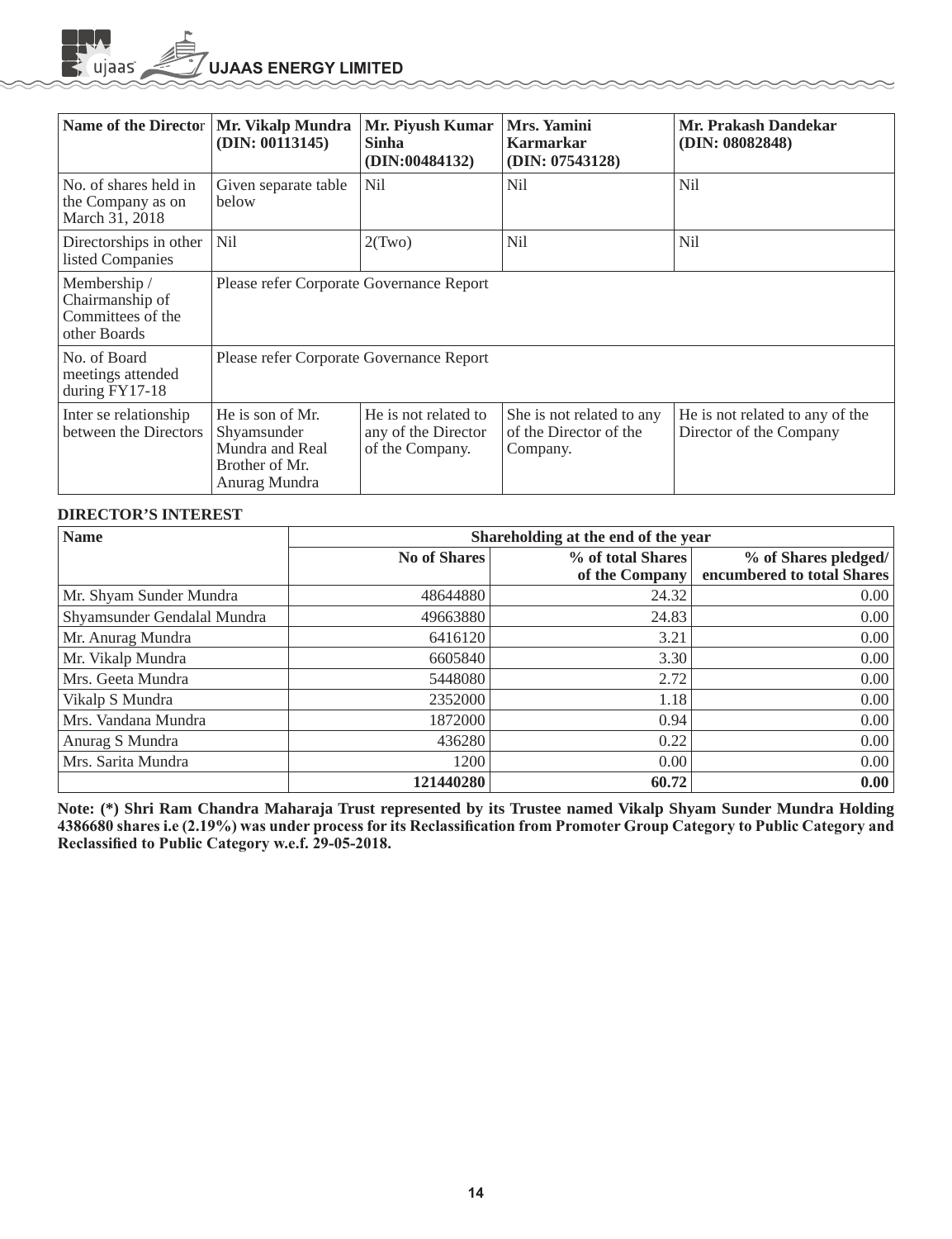| Name of the Director | Mr. Vikalp Mundra (DIN: 00113145) | Mr. Piyush Kumar Sinha (DIN:00484132) | Mrs. Yamini Karmarkar (DIN: 07543128) | Mr. Prakash Dandekar (DIN: 08082848) |
|---|---|---|---|---|
| No. of shares held in the Company as on March 31, 2018 | Given separate table below | Nil | Nil | Nil |
| Directorships in other listed Companies | Nil | 2(Two) | Nil | Nil |
| Membership / Chairmanship of Committees of the other Boards | Please refer Corporate Governance Report | | | |
| No. of Board meetings attended during FY17-18 | Please refer Corporate Governance Report | | | |
| Inter se relationship between the Directors | He is son of Mr. Shyamsunder Mundra and Real Brother of Mr. Anurag Mundra | He is not related to any of the Director of the Company. | She is not related to any of the Director of the Company. | He is not related to any of the Director of the Company |

**DIRECTOR'S INTEREST**

| Name | Shareholding at the end of the year | | |
|---|---|---|---|
| | **No of Shares** | **% of total Shares of the Company** | **% of Shares pledged/ encumbered to total Shares** |
| Mr. Shyam Sunder Mundra | 48644880 | 24.32 | 0.00 |
| Shyamsunder Gendalal Mundra | 49663880 | 24.83 | 0.00 |
| Mr. Anurag Mundra | 6416120 | 3.21 | 0.00 |
| Mr. Vikalp Mundra | 6605840 | 3.30 | 0.00 |
| Mrs. Geeta Mundra | 5448080 | 2.72 | 0.00 |
| Vikalp S Mundra | 2352000 | 1.18 | 0.00 |
| Mrs. Vandana Mundra | 1872000 | 0.94 | 0.00 |
| Anurag S Mundra | 436280 | 0.22 | 0.00 |
| Mrs. Sarita Mundra | 1200 | 0.00 | 0.00 |
| | **121440280** | **60.72** | **0.00** |

**Note: (*) Shri Ram Chandra Maharaja Trust represented by its Trustee named Vikalp Shyam Sunder Mundra Holding 4386680 shares i.e (2.19%) was under process for its Reclassification from Promoter Group Category to Public Category and Reclassified to Public Category w.e.f. 29-05-2018.**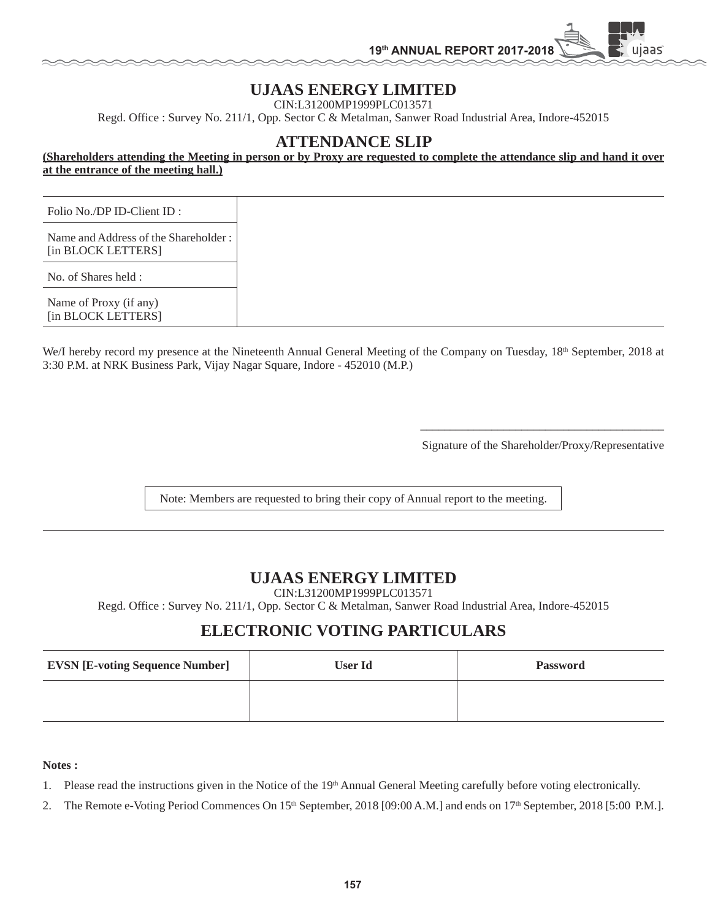# UJAAS ENERGY LIMITED

CIN:L31200MP1999PLC013571

Regd. Office : Survey No. 211/1, Opp. Sector C & Metalman, Sanwer Road Industrial Area, Indore-452015

## ATTENDANCE SLIP

**(Shareholders attending the Meeting in person or by Proxy are requested to complete the attendance slip and hand it over at the entrance of the meeting hall.)**

| | |
|---|---|
| Folio No./DP ID-Client ID : | |
| Name and Address of the Shareholder : [in BLOCK LETTERS] | |
| No. of Shares held : | |
| Name of Proxy (if any) [in BLOCK LETTERS] | |

We/I hereby record my presence at the Nineteenth Annual General Meeting of the Company on Tuesday, 18th September, 2018 at 3:30 P.M. at NRK Business Park, Vijay Nagar Square, Indore - 452010 (M.P.)

\_\_\_\_\_\_\_\_\_\_\_\_\_\_\_\_\_\_\_\_\_\_\_\_\_\_\_\_\_\_\_\_\_\_\_\_\_\_\_\_

Signature of the Shareholder/Proxy/Representative

Note: Members are requested to bring their copy of Annual report to the meeting.

---

# UJAAS ENERGY LIMITED

CIN:L31200MP1999PLC013571

Regd. Office : Survey No. 211/1, Opp. Sector C & Metalman, Sanwer Road Industrial Area, Indore-452015

## ELECTRONIC VOTING PARTICULARS

| EVSN [E-voting Sequence Number] | User Id | Password |
|---|---|---|
| | | |

**Notes :**

1. Please read the instructions given in the Notice of the 19th Annual General Meeting carefully before voting electronically.
2. The Remote e-Voting Period Commences On 15th September, 2018 [09:00 A.M.] and ends on 17th September, 2018 [5:00 P.M.].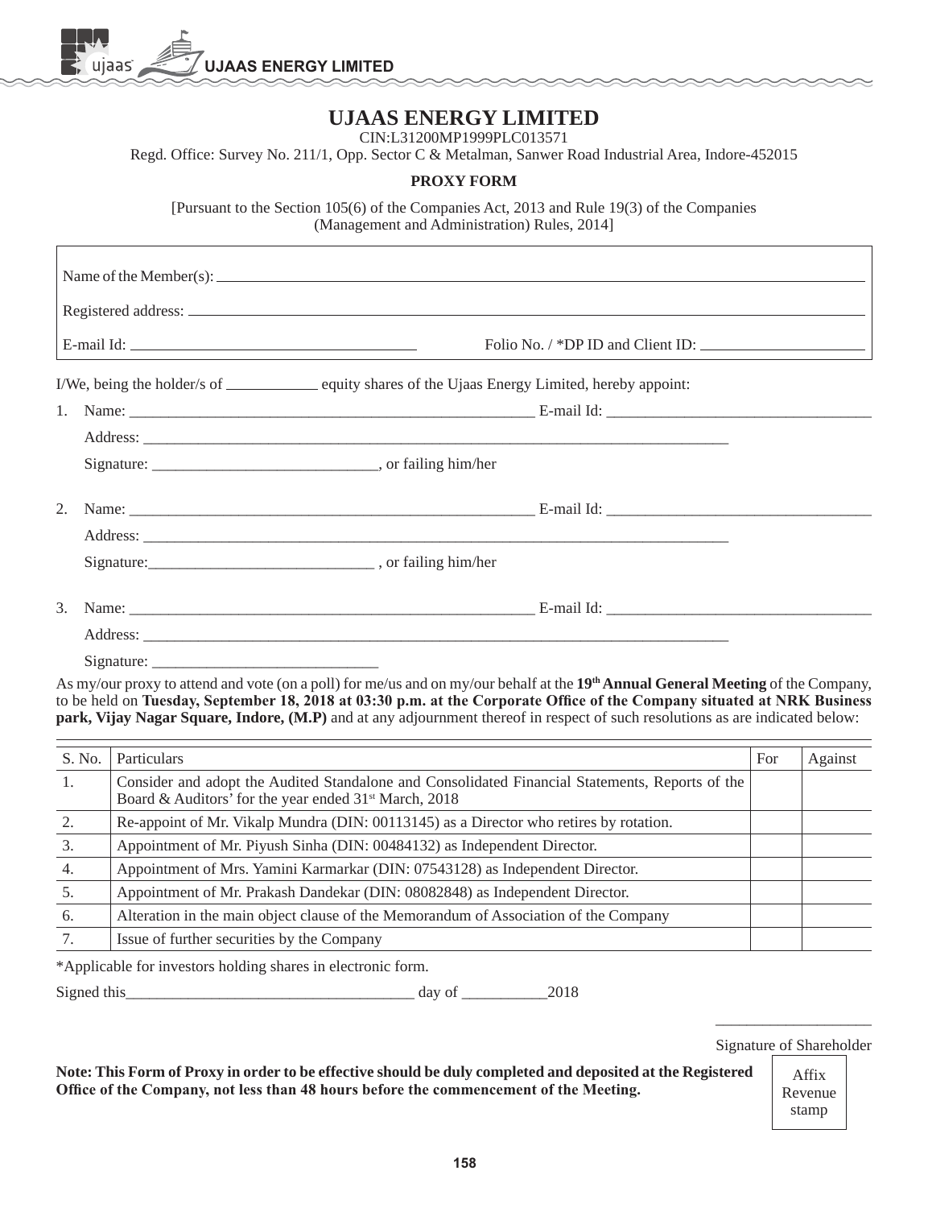# UJAAS ENERGY LIMITED

CIN:L31200MP1999PLC013571

Regd. Office: Survey No. 211/1, Opp. Sector C & Metalman, Sanwer Road Industrial Area, Indore-452015

**PROXY FORM**

[Pursuant to the Section 105(6) of the Companies Act, 2013 and Rule 19(3) of the Companies (Management and Administration) Rules, 2014]

Name of the Member(s): ______________________________

Registered address: ______________________________

E-mail Id: ____________________ Folio No. / *DP ID and Client ID: ____________________

I/We, being the holder/s of ____________ equity shares of the Ujaas Energy Limited, hereby appoint:

1. Name: ______________________________ E-mail Id: ______________________________

   Address: ______________________________

   Signature: ____________________________, or failing him/her

2. Name: ______________________________ E-mail Id: ______________________________

   Address: ______________________________

   Signature:____________________________ , or failing him/her

3. Name: ______________________________ E-mail Id: ______________________________

   Address: ______________________________

   Signature: ____________________________

As my/our proxy to attend and vote (on a poll) for me/us and on my/our behalf at the **19th Annual General Meeting** of the Company, to be held on **Tuesday, September 18, 2018 at 03:30 p.m. at the Corporate Office of the Company situated at NRK Business park, Vijay Nagar Square, Indore, (M.P)** and at any adjournment thereof in respect of such resolutions as are indicated below:

| S. No. | Particulars | For | Against |
|---|---|---|---|
| 1. | Consider and adopt the Audited Standalone and Consolidated Financial Statements, Reports of the Board & Auditors' for the year ended 31st March, 2018 | | |
| 2. | Re-appoint of Mr. Vikalp Mundra (DIN: 00113145) as a Director who retires by rotation. | | |
| 3. | Appointment of Mr. Piyush Sinha (DIN: 00484132) as Independent Director. | | |
| 4. | Appointment of Mrs. Yamini Karmarkar (DIN: 07543128) as Independent Director. | | |
| 5. | Appointment of Mr. Prakash Dandekar (DIN: 08082848) as Independent Director. | | |
| 6. | Alteration in the main object clause of the Memorandum of Association of the Company | | |
| 7. | Issue of further securities by the Company | | |

*Applicable for investors holding shares in electronic form.

Signed this____________________________________ day of ___________2018

____________________

Signature of Shareholder

**Note: This Form of Proxy in order to be effective should be duly completed and deposited at the Registered Office of the Company, not less than 48 hours before the commencement of the Meeting.**

Affix Revenue stamp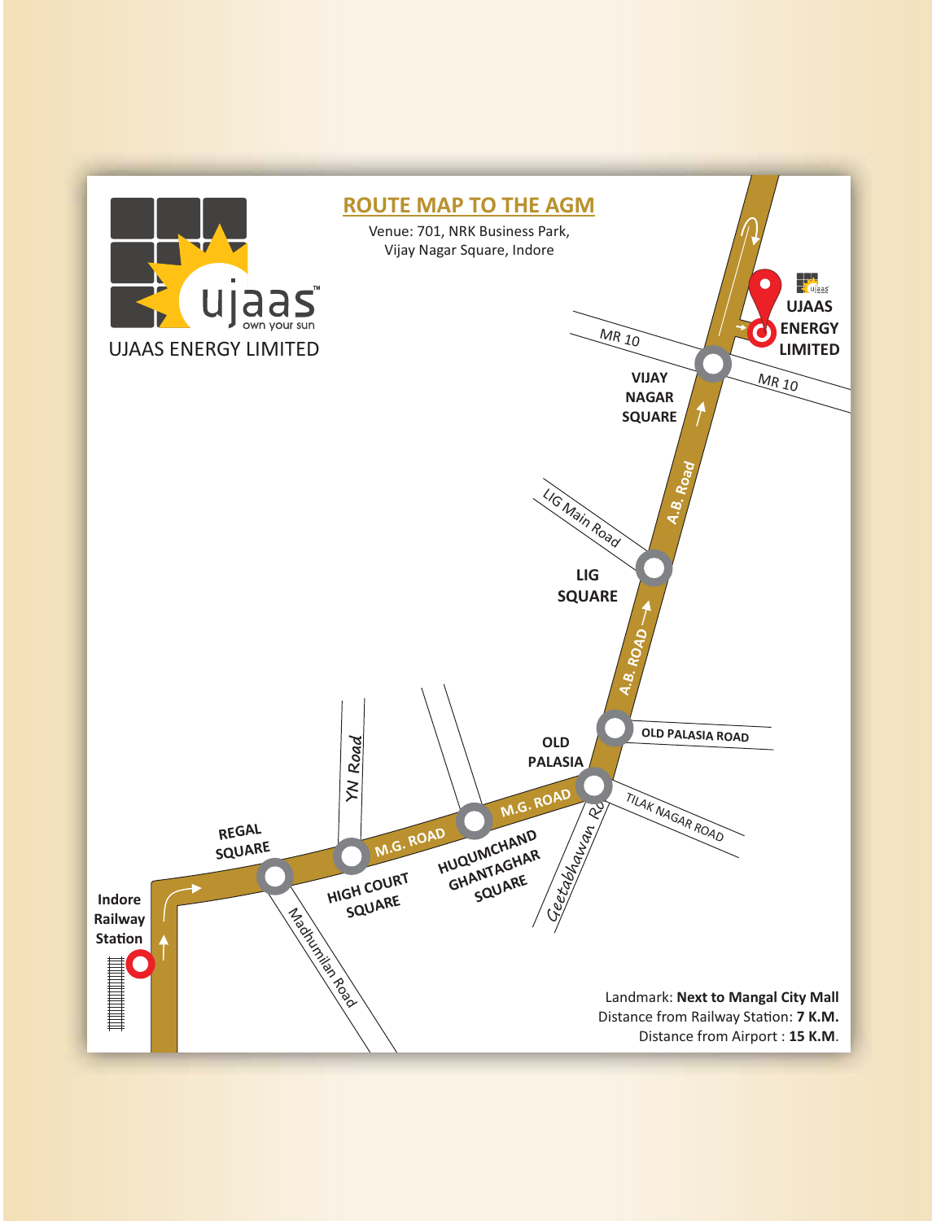UJAAS ENERGY LIMITED

## ROUTE MAP TO THE AGM

Venue: 701, NRK Business Park,
Vijay Nagar Square, Indore

UJAAS ENERGY LIMITED

MR 10

VIJAY NAGAR SQUARE

A.B. Road

LIG Main Road

LIG SQUARE

A.B. ROAD

OLD PALASIA

OLD PALASIA ROAD

TILAK NAGAR ROAD

Geetabhawan Rd

M.G. ROAD

HUQUMCHAND GHANTAGHAR SQUARE

YN Road

HIGH COURT SQUARE

REGAL SQUARE

Madhumilan Road

Indore Railway Station

Landmark: **Next to Mangal City Mall**
Distance from Railway Station: **7 K.M.**
Distance from Airport : **15 K.M.**